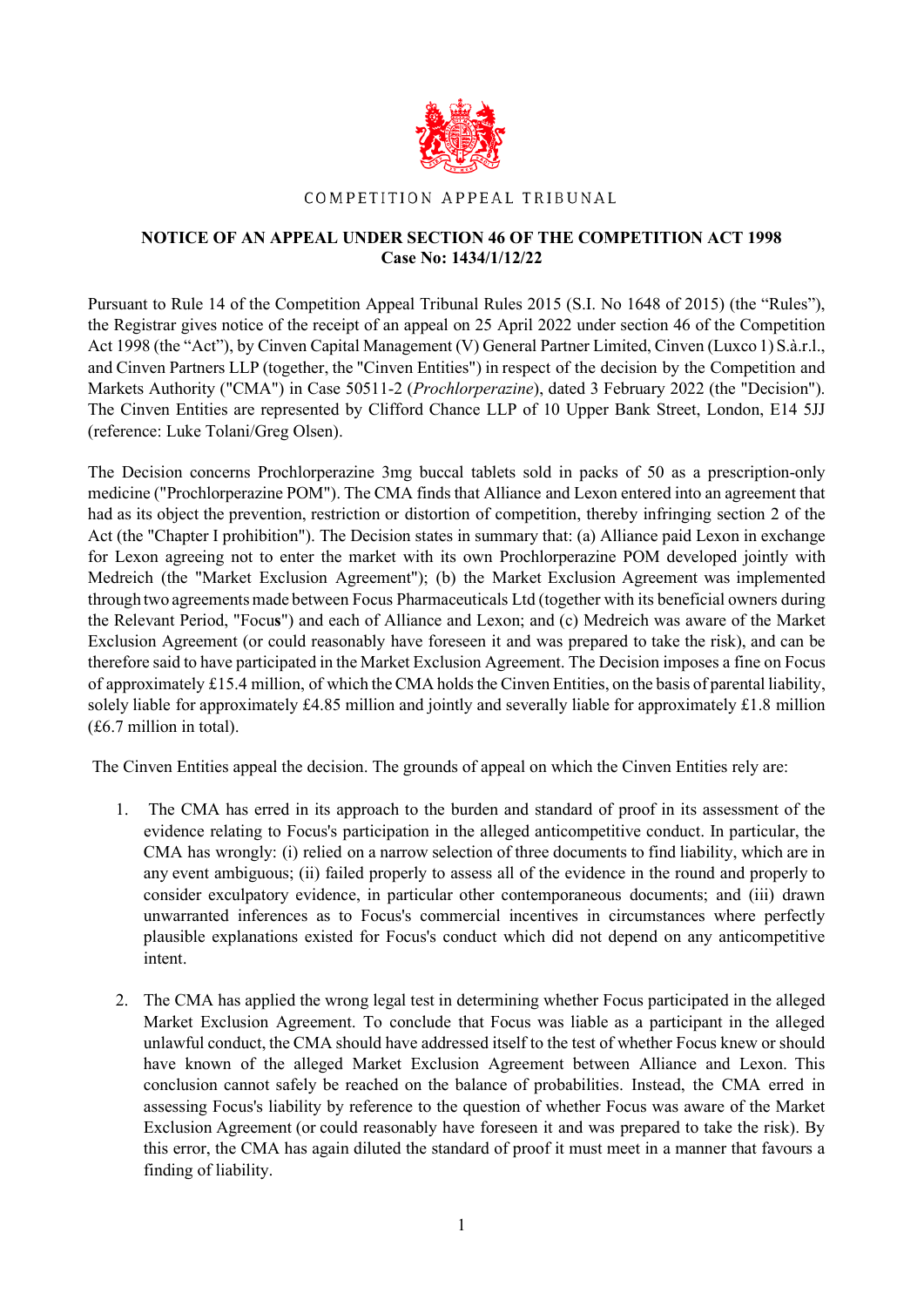COMPETITION APPEAL TRIBUNAL

**NOTICE OF AN APPEAL UNDER SECTION 46 OF THE COMPETITION ACT 1998**
**Case No: 1434/1/12/22**

Pursuant to Rule 14 of the Competition Appeal Tribunal Rules 2015 (S.I. No 1648 of 2015) (the "Rules"), the Registrar gives notice of the receipt of an appeal on 25 April 2022 under section 46 of the Competition Act 1998 (the "Act"), by Cinven Capital Management (V) General Partner Limited, Cinven (Luxco 1) S.à.r.l., and Cinven Partners LLP (together, the "Cinven Entities") in respect of the decision by the Competition and Markets Authority ("CMA") in Case 50511-2 (*Prochlorperazine*), dated 3 February 2022 (the "Decision"). The Cinven Entities are represented by Clifford Chance LLP of 10 Upper Bank Street, London, E14 5JJ (reference: Luke Tolani/Greg Olsen).

The Decision concerns Prochlorperazine 3mg buccal tablets sold in packs of 50 as a prescription-only medicine ("Prochlorperazine POM"). The CMA finds that Alliance and Lexon entered into an agreement that had as its object the prevention, restriction or distortion of competition, thereby infringing section 2 of the Act (the "Chapter I prohibition"). The Decision states in summary that: (a) Alliance paid Lexon in exchange for Lexon agreeing not to enter the market with its own Prochlorperazine POM developed jointly with Medreich (the "Market Exclusion Agreement"); (b) the Market Exclusion Agreement was implemented through two agreements made between Focus Pharmaceuticals Ltd (together with its beneficial owners during the Relevant Period, "Focus") and each of Alliance and Lexon; and (c) Medreich was aware of the Market Exclusion Agreement (or could reasonably have foreseen it and was prepared to take the risk), and can be therefore said to have participated in the Market Exclusion Agreement. The Decision imposes a fine on Focus of approximately £15.4 million, of which the CMA holds the Cinven Entities, on the basis of parental liability, solely liable for approximately £4.85 million and jointly and severally liable for approximately £1.8 million (£6.7 million in total).

The Cinven Entities appeal the decision. The grounds of appeal on which the Cinven Entities rely are:

1. The CMA has erred in its approach to the burden and standard of proof in its assessment of the evidence relating to Focus's participation in the alleged anticompetitive conduct. In particular, the CMA has wrongly: (i) relied on a narrow selection of three documents to find liability, which are in any event ambiguous; (ii) failed properly to assess all of the evidence in the round and properly to consider exculpatory evidence, in particular other contemporaneous documents; and (iii) drawn unwarranted inferences as to Focus's commercial incentives in circumstances where perfectly plausible explanations existed for Focus's conduct which did not depend on any anticompetitive intent.

2. The CMA has applied the wrong legal test in determining whether Focus participated in the alleged Market Exclusion Agreement. To conclude that Focus was liable as a participant in the alleged unlawful conduct, the CMA should have addressed itself to the test of whether Focus knew or should have known of the alleged Market Exclusion Agreement between Alliance and Lexon. This conclusion cannot safely be reached on the balance of probabilities. Instead, the CMA erred in assessing Focus's liability by reference to the question of whether Focus was aware of the Market Exclusion Agreement (or could reasonably have foreseen it and was prepared to take the risk). By this error, the CMA has again diluted the standard of proof it must meet in a manner that favours a finding of liability.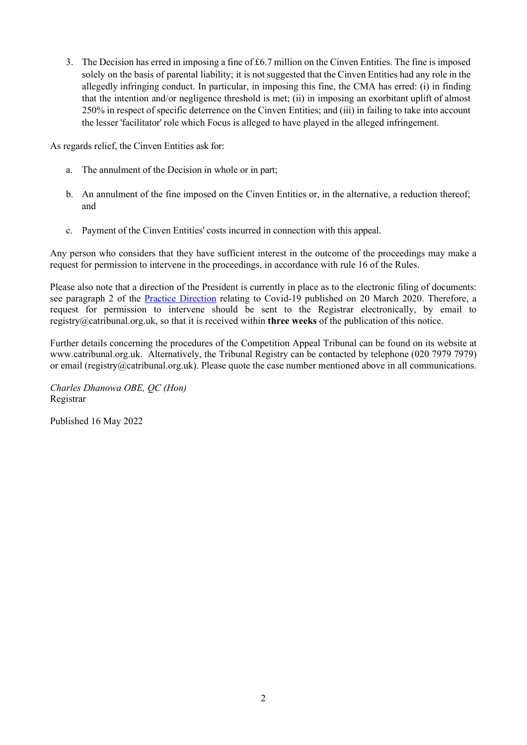3. The Decision has erred in imposing a fine of £6.7 million on the Cinven Entities. The fine is imposed solely on the basis of parental liability; it is not suggested that the Cinven Entities had any role in the allegedly infringing conduct. In particular, in imposing this fine, the CMA has erred: (i) in finding that the intention and/or negligence threshold is met; (ii) in imposing an exorbitant uplift of almost 250% in respect of specific deterrence on the Cinven Entities; and (iii) in failing to take into account the lesser 'facilitator' role which Focus is alleged to have played in the alleged infringement.

As regards relief, the Cinven Entities ask for:

a. The annulment of the Decision in whole or in part;

b. An annulment of the fine imposed on the Cinven Entities or, in the alternative, a reduction thereof; and

c. Payment of the Cinven Entities' costs incurred in connection with this appeal.

Any person who considers that they have sufficient interest in the outcome of the proceedings may make a request for permission to intervene in the proceedings, in accordance with rule 16 of the Rules.

Please also note that a direction of the President is currently in place as to the electronic filing of documents: see paragraph 2 of the Practice Direction relating to Covid-19 published on 20 March 2020. Therefore, a request for permission to intervene should be sent to the Registrar electronically, by email to registry@catribunal.org.uk, so that it is received within **three weeks** of the publication of this notice.

Further details concerning the procedures of the Competition Appeal Tribunal can be found on its website at www.catribunal.org.uk. Alternatively, the Tribunal Registry can be contacted by telephone (020 7979 7979) or email (registry@catribunal.org.uk). Please quote the case number mentioned above in all communications.

*Charles Dhanowa OBE, QC (Hon)*
Registrar

Published 16 May 2022